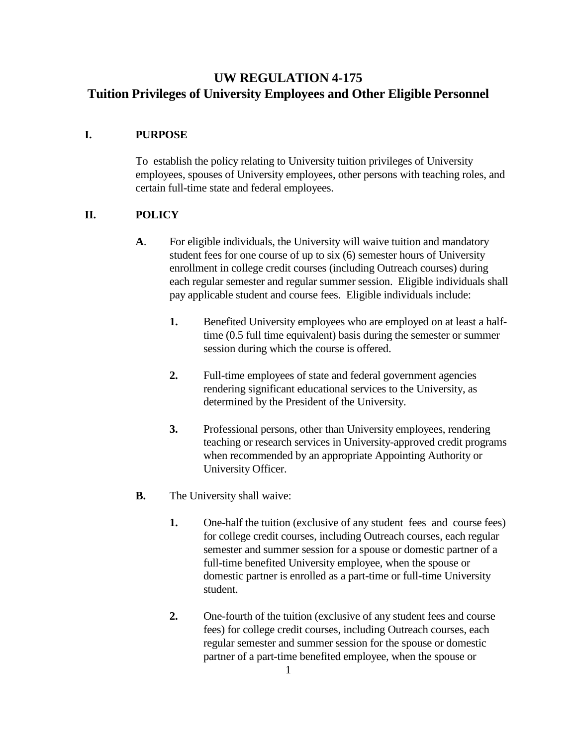# UW REGULATION 4-175
# Tuition Privileges of University Employees and Other Eligible Personnel

## I. PURPOSE

To establish the policy relating to University tuition privileges of University employees, spouses of University employees, other persons with teaching roles, and certain full-time state and federal employees.

## II. POLICY

**A**. For eligible individuals, the University will waive tuition and mandatory student fees for one course of up to six (6) semester hours of University enrollment in college credit courses (including Outreach courses) during each regular semester and regular summer session. Eligible individuals shall pay applicable student and course fees. Eligible individuals include:

**1.** Benefited University employees who are employed on at least a half-time (0.5 full time equivalent) basis during the semester or summer session during which the course is offered.

**2.** Full-time employees of state and federal government agencies rendering significant educational services to the University, as determined by the President of the University.

**3.** Professional persons, other than University employees, rendering teaching or research services in University-approved credit programs when recommended by an appropriate Appointing Authority or University Officer.

**B.** The University shall waive:

**1.** One-half the tuition (exclusive of any student fees and course fees) for college credit courses, including Outreach courses, each regular semester and summer session for a spouse or domestic partner of a full-time benefited University employee, when the spouse or domestic partner is enrolled as a part-time or full-time University student.

**2.** One-fourth of the tuition (exclusive of any student fees and course fees) for college credit courses, including Outreach courses, each regular semester and summer session for the spouse or domestic partner of a part-time benefited employee, when the spouse or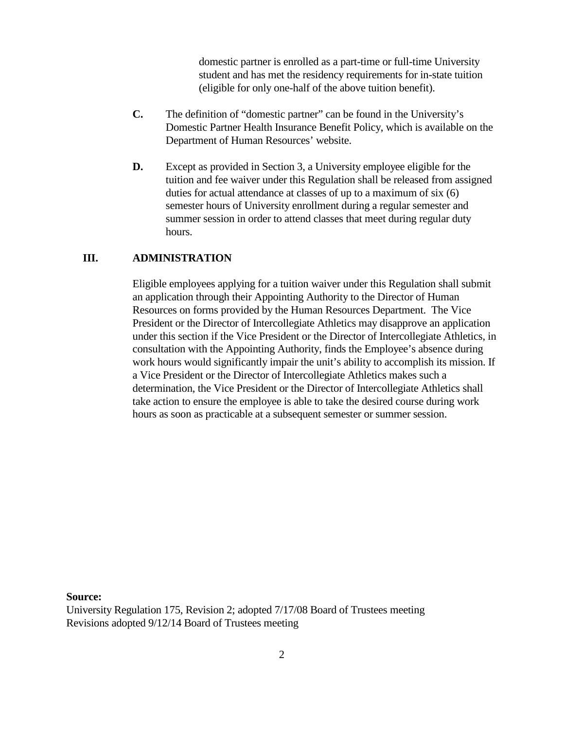domestic partner is enrolled as a part-time or full-time University student and has met the residency requirements for in-state tuition (eligible for only one-half of the above tuition benefit).

**C.** The definition of “domestic partner” can be found in the University’s Domestic Partner Health Insurance Benefit Policy, which is available on the Department of Human Resources’ website.

**D.** Except as provided in Section 3, a University employee eligible for the tuition and fee waiver under this Regulation shall be released from assigned duties for actual attendance at classes of up to a maximum of six (6) semester hours of University enrollment during a regular semester and summer session in order to attend classes that meet during regular duty hours.

## III. ADMINISTRATION

Eligible employees applying for a tuition waiver under this Regulation shall submit an application through their Appointing Authority to the Director of Human Resources on forms provided by the Human Resources Department. The Vice President or the Director of Intercollegiate Athletics may disapprove an application under this section if the Vice President or the Director of Intercollegiate Athletics, in consultation with the Appointing Authority, finds the Employee’s absence during work hours would significantly impair the unit’s ability to accomplish its mission. If a Vice President or the Director of Intercollegiate Athletics makes such a determination, the Vice President or the Director of Intercollegiate Athletics shall take action to ensure the employee is able to take the desired course during work hours as soon as practicable at a subsequent semester or summer session.

**Source:**
University Regulation 175, Revision 2; adopted 7/17/08 Board of Trustees meeting
Revisions adopted 9/12/14 Board of Trustees meeting